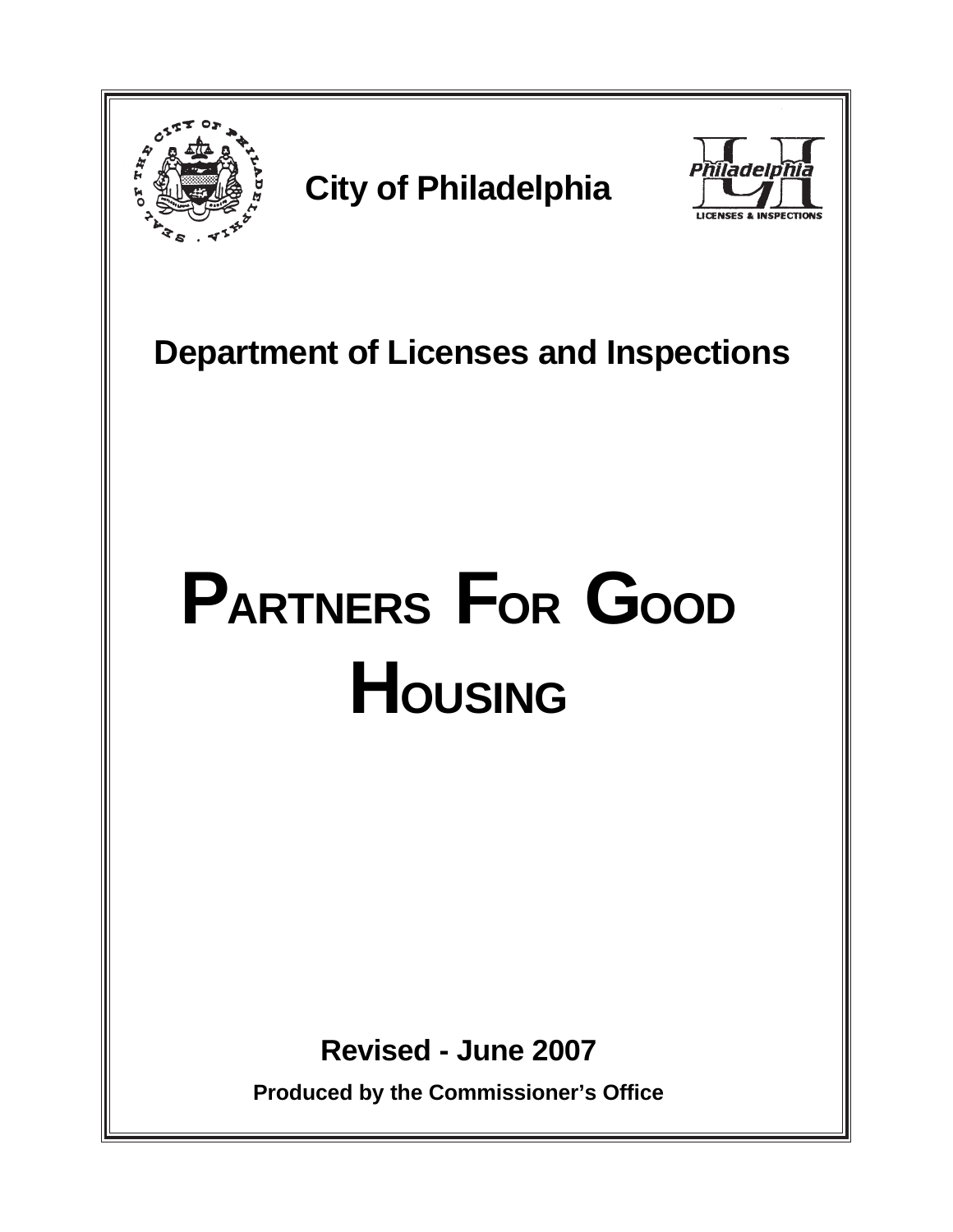**City of Philadelphia**

Philadelphia LICENSES & INSPECTIONS

## Department of Licenses and Inspections

# PARTNERS FOR GOOD HOUSING

**Revised - June 2007**

**Produced by the Commissioner's Office**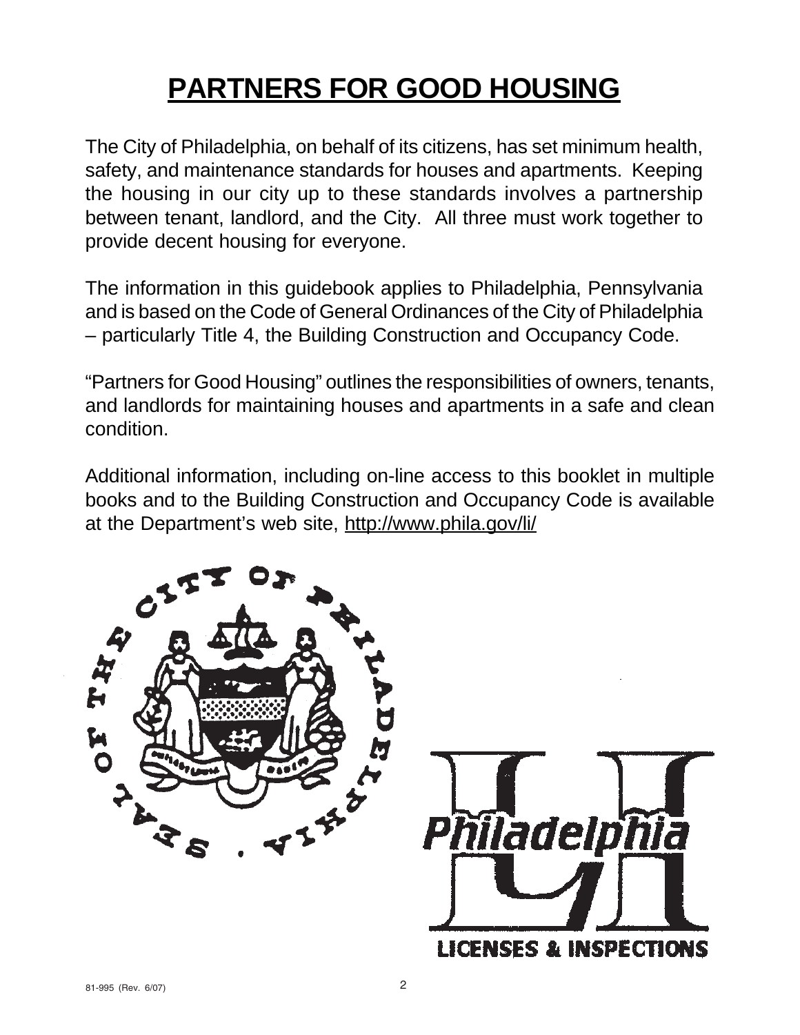# PARTNERS FOR GOOD HOUSING

The City of Philadelphia, on behalf of its citizens, has set minimum health, safety, and maintenance standards for houses and apartments. Keeping the housing in our city up to these standards involves a partnership between tenant, landlord, and the City. All three must work together to provide decent housing for everyone.

The information in this guidebook applies to Philadelphia, Pennsylvania and is based on the Code of General Ordinances of the City of Philadelphia – particularly Title 4, the Building Construction and Occupancy Code.

"Partners for Good Housing" outlines the responsibilities of owners, tenants, and landlords for maintaining houses and apartments in a safe and clean condition.

Additional information, including on-line access to this booklet in multiple books and to the Building Construction and Occupancy Code is available at the Department's web site, http://www.phila.gov/li/

81-995 (Rev. 6/07)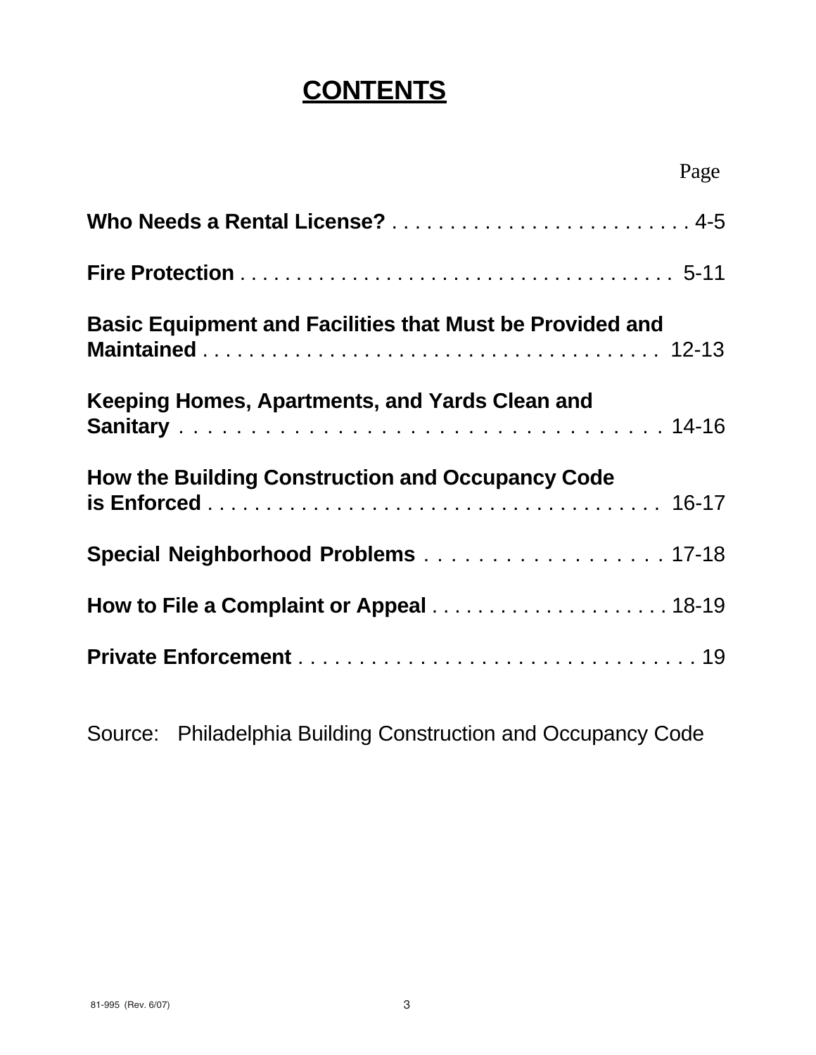# CONTENTS

| | Page |
|---|---|
| **Who Needs a Rental License?** | 4-5 |
| **Fire Protection** | 5-11 |
| **Basic Equipment and Facilities that Must be Provided and Maintained** | 12-13 |
| **Keeping Homes, Apartments, and Yards Clean and Sanitary** | 14-16 |
| **How the Building Construction and Occupancy Code is Enforced** | 16-17 |
| **Special Neighborhood Problems** | 17-18 |
| **How to File a Complaint or Appeal** | 18-19 |
| **Private Enforcement** | 19 |

Source: Philadelphia Building Construction and Occupancy Code

81-995 (Rev. 6/07)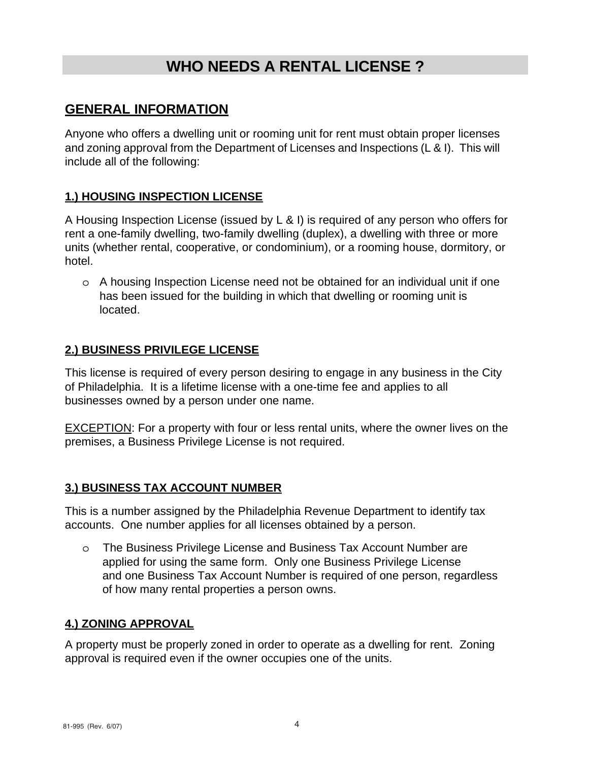# WHO NEEDS A RENTAL LICENSE ?

## GENERAL INFORMATION

Anyone who offers a dwelling unit or rooming unit for rent must obtain proper licenses and zoning approval from the Department of Licenses and Inspections (L & I). This will include all of the following:

### 1.) HOUSING INSPECTION LICENSE

A Housing Inspection License (issued by L & I) is required of any person who offers for rent a one-family dwelling, two-family dwelling (duplex), a dwelling with three or more units (whether rental, cooperative, or condominium), or a rooming house, dormitory, or hotel.

- A housing Inspection License need not be obtained for an individual unit if one has been issued for the building in which that dwelling or rooming unit is located.

### 2.) BUSINESS PRIVILEGE LICENSE

This license is required of every person desiring to engage in any business in the City of Philadelphia. It is a lifetime license with a one-time fee and applies to all businesses owned by a person under one name.

EXCEPTION: For a property with four or less rental units, where the owner lives on the premises, a Business Privilege License is not required.

### 3.) BUSINESS TAX ACCOUNT NUMBER

This is a number assigned by the Philadelphia Revenue Department to identify tax accounts. One number applies for all licenses obtained by a person.

- The Business Privilege License and Business Tax Account Number are applied for using the same form. Only one Business Privilege License and one Business Tax Account Number is required of one person, regardless of how many rental properties a person owns.

### 4.) ZONING APPROVAL

A property must be properly zoned in order to operate as a dwelling for rent. Zoning approval is required even if the owner occupies one of the units.

81-995 (Rev. 6/07)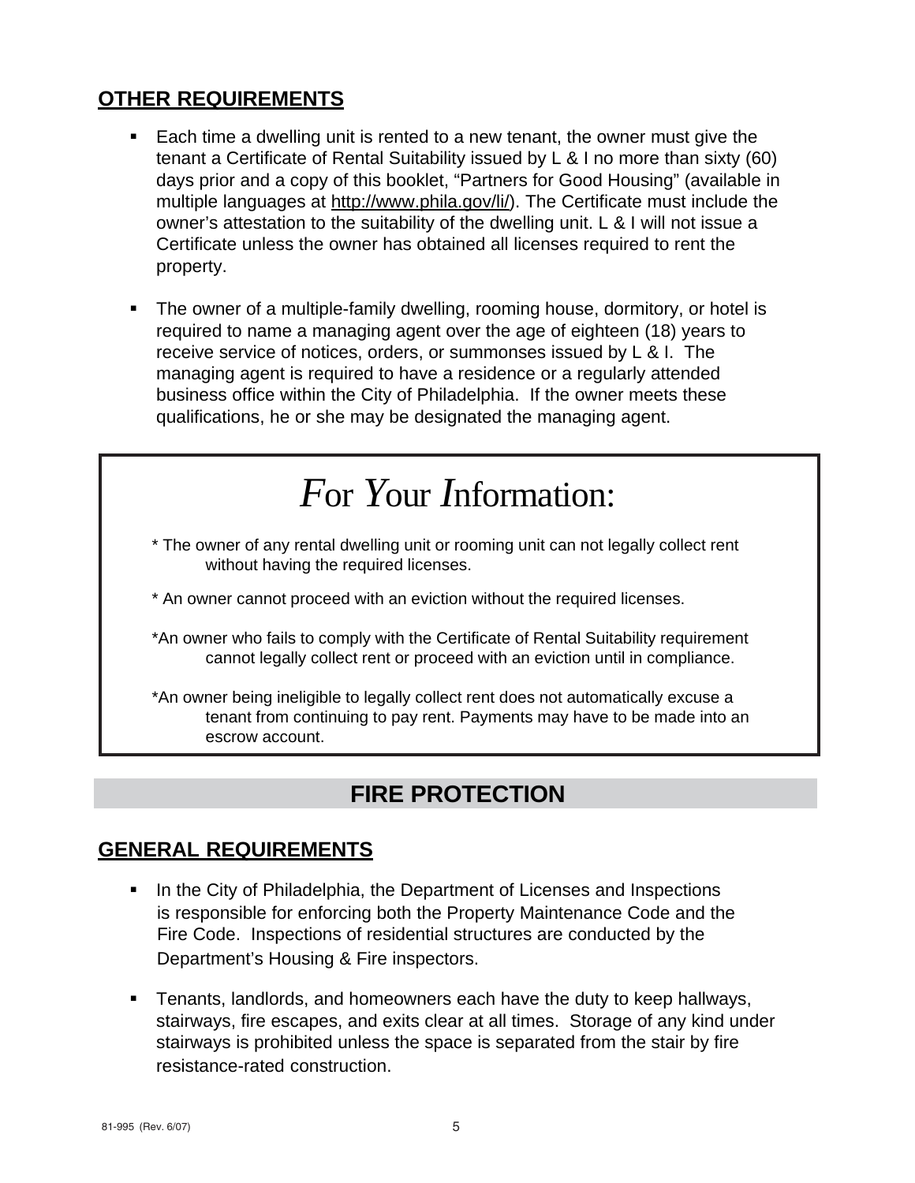## OTHER REQUIREMENTS

- Each time a dwelling unit is rented to a new tenant, the owner must give the tenant a Certificate of Rental Suitability issued by L & I no more than sixty (60) days prior and a copy of this booklet, "Partners for Good Housing" (available in multiple languages at http://www.phila.gov/li/). The Certificate must include the owner's attestation to the suitability of the dwelling unit. L & I will not issue a Certificate unless the owner has obtained all licenses required to rent the property.
- The owner of a multiple-family dwelling, rooming house, dormitory, or hotel is required to name a managing agent over the age of eighteen (18) years to receive service of notices, orders, or summonses issued by L & I. The managing agent is required to have a residence or a regularly attended business office within the City of Philadelphia. If the owner meets these qualifications, he or she may be designated the managing agent.

> ### *F*or *Y*our *I*nformation:
>
> * The owner of any rental dwelling unit or rooming unit can not legally collect rent without having the required licenses.
>
> * An owner cannot proceed with an eviction without the required licenses.
>
> *An owner who fails to comply with the Certificate of Rental Suitability requirement cannot legally collect rent or proceed with an eviction until in compliance.
>
> *An owner being ineligible to legally collect rent does not automatically excuse a tenant from continuing to pay rent. Payments may have to be made into an escrow account.

# FIRE PROTECTION

## GENERAL REQUIREMENTS

- In the City of Philadelphia, the Department of Licenses and Inspections is responsible for enforcing both the Property Maintenance Code and the Fire Code. Inspections of residential structures are conducted by the Department's Housing & Fire inspectors.
- Tenants, landlords, and homeowners each have the duty to keep hallways, stairways, fire escapes, and exits clear at all times. Storage of any kind under stairways is prohibited unless the space is separated from the stair by fire resistance-rated construction.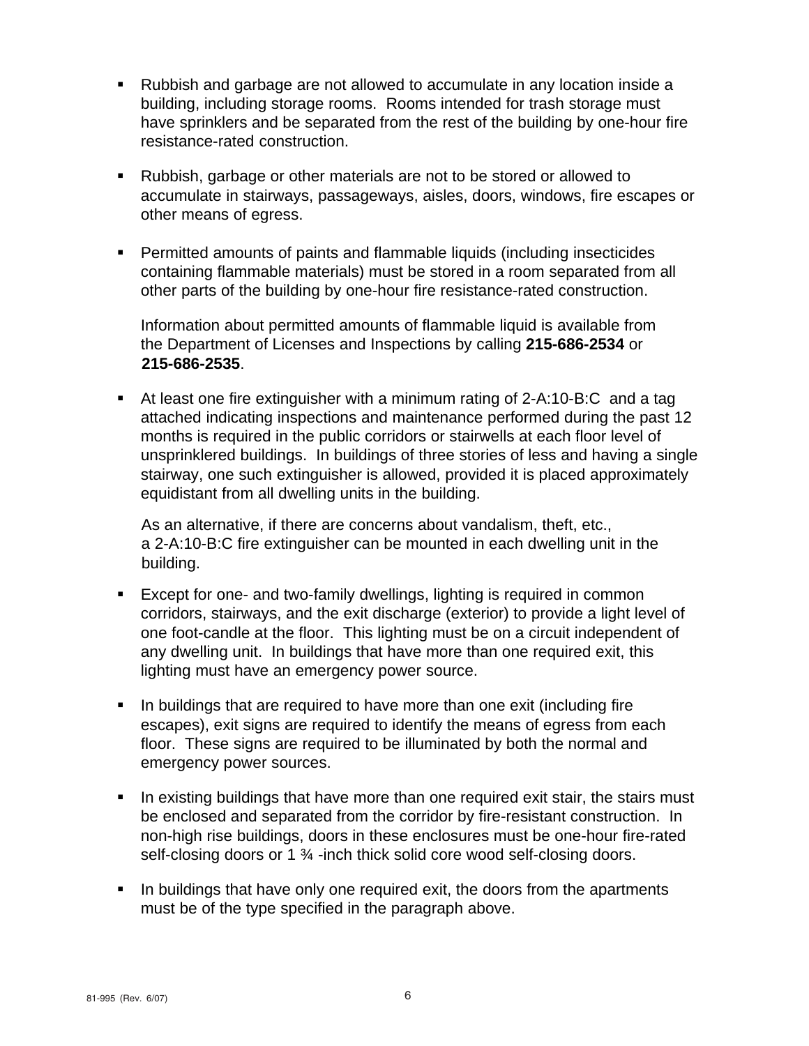- Rubbish and garbage are not allowed to accumulate in any location inside a building, including storage rooms. Rooms intended for trash storage must have sprinklers and be separated from the rest of the building by one-hour fire resistance-rated construction.

- Rubbish, garbage or other materials are not to be stored or allowed to accumulate in stairways, passageways, aisles, doors, windows, fire escapes or other means of egress.

- Permitted amounts of paints and flammable liquids (including insecticides containing flammable materials) must be stored in a room separated from all other parts of the building by one-hour fire resistance-rated construction.

  Information about permitted amounts of flammable liquid is available from the Department of Licenses and Inspections by calling **215-686-2534** or **215-686-2535**.

- At least one fire extinguisher with a minimum rating of 2-A:10-B:C and a tag attached indicating inspections and maintenance performed during the past 12 months is required in the public corridors or stairwells at each floor level of unsprinklered buildings. In buildings of three stories of less and having a single stairway, one such extinguisher is allowed, provided it is placed approximately equidistant from all dwelling units in the building.

  As an alternative, if there are concerns about vandalism, theft, etc., a 2-A:10-B:C fire extinguisher can be mounted in each dwelling unit in the building.

- Except for one- and two-family dwellings, lighting is required in common corridors, stairways, and the exit discharge (exterior) to provide a light level of one foot-candle at the floor. This lighting must be on a circuit independent of any dwelling unit. In buildings that have more than one required exit, this lighting must have an emergency power source.

- In buildings that are required to have more than one exit (including fire escapes), exit signs are required to identify the means of egress from each floor. These signs are required to be illuminated by both the normal and emergency power sources.

- In existing buildings that have more than one required exit stair, the stairs must be enclosed and separated from the corridor by fire-resistant construction. In non-high rise buildings, doors in these enclosures must be one-hour fire-rated self-closing doors or 1 ¾ -inch thick solid core wood self-closing doors.

- In buildings that have only one required exit, the doors from the apartments must be of the type specified in the paragraph above.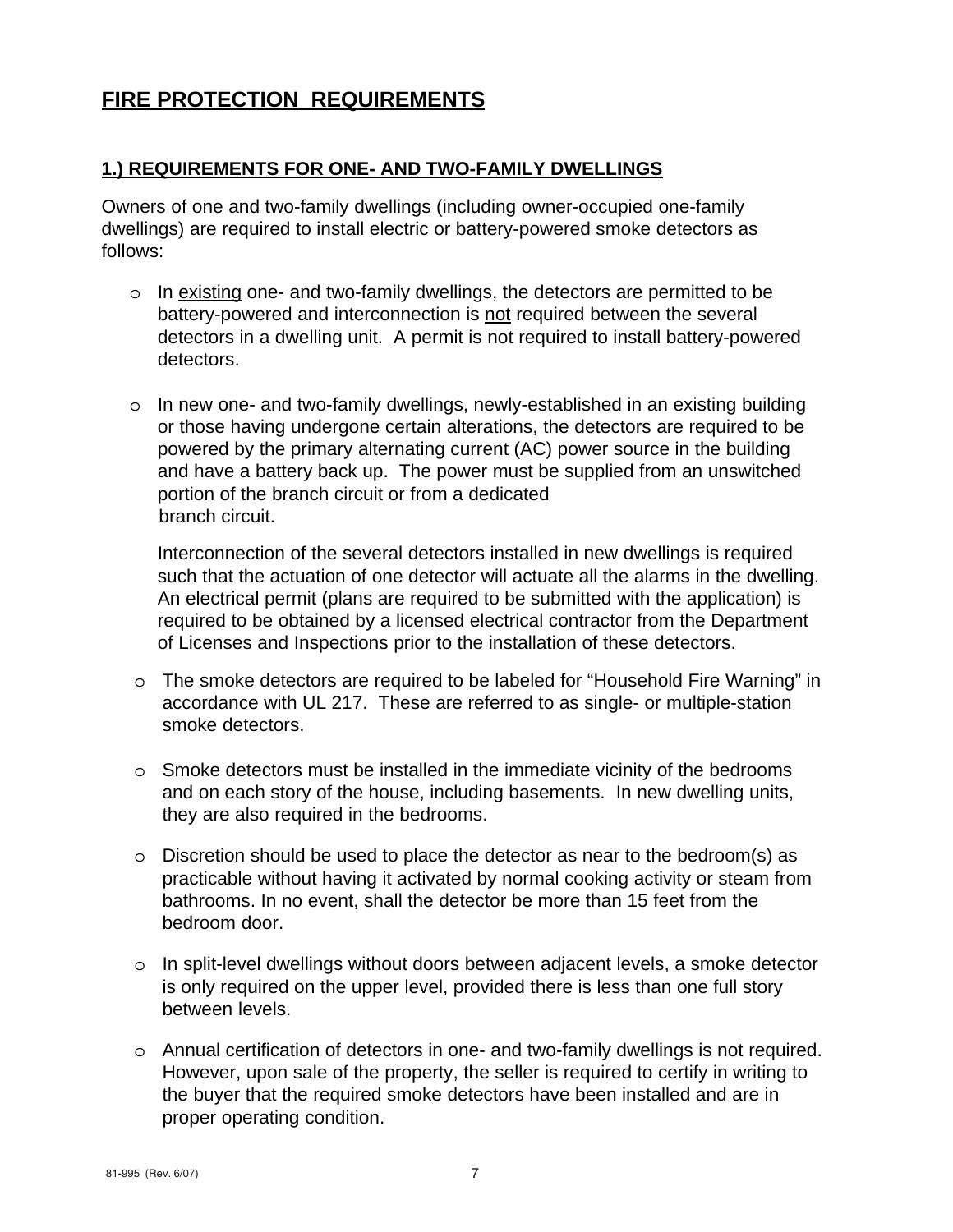## FIRE PROTECTION REQUIREMENTS

### 1.) REQUIREMENTS FOR ONE- AND TWO-FAMILY DWELLINGS

Owners of one and two-family dwellings (including owner-occupied one-family dwellings) are required to install electric or battery-powered smoke detectors as follows:

- In existing one- and two-family dwellings, the detectors are permitted to be battery-powered and interconnection is not required between the several detectors in a dwelling unit. A permit is not required to install battery-powered detectors.

- In new one- and two-family dwellings, newly-established in an existing building or those having undergone certain alterations, the detectors are required to be powered by the primary alternating current (AC) power source in the building and have a battery back up. The power must be supplied from an unswitched portion of the branch circuit or from a dedicated branch circuit.

  Interconnection of the several detectors installed in new dwellings is required such that the actuation of one detector will actuate all the alarms in the dwelling. An electrical permit (plans are required to be submitted with the application) is required to be obtained by a licensed electrical contractor from the Department of Licenses and Inspections prior to the installation of these detectors.

- The smoke detectors are required to be labeled for "Household Fire Warning" in accordance with UL 217. These are referred to as single- or multiple-station smoke detectors.

- Smoke detectors must be installed in the immediate vicinity of the bedrooms and on each story of the house, including basements. In new dwelling units, they are also required in the bedrooms.

- Discretion should be used to place the detector as near to the bedroom(s) as practicable without having it activated by normal cooking activity or steam from bathrooms. In no event, shall the detector be more than 15 feet from the bedroom door.

- In split-level dwellings without doors between adjacent levels, a smoke detector is only required on the upper level, provided there is less than one full story between levels.

- Annual certification of detectors in one- and two-family dwellings is not required. However, upon sale of the property, the seller is required to certify in writing to the buyer that the required smoke detectors have been installed and are in proper operating condition.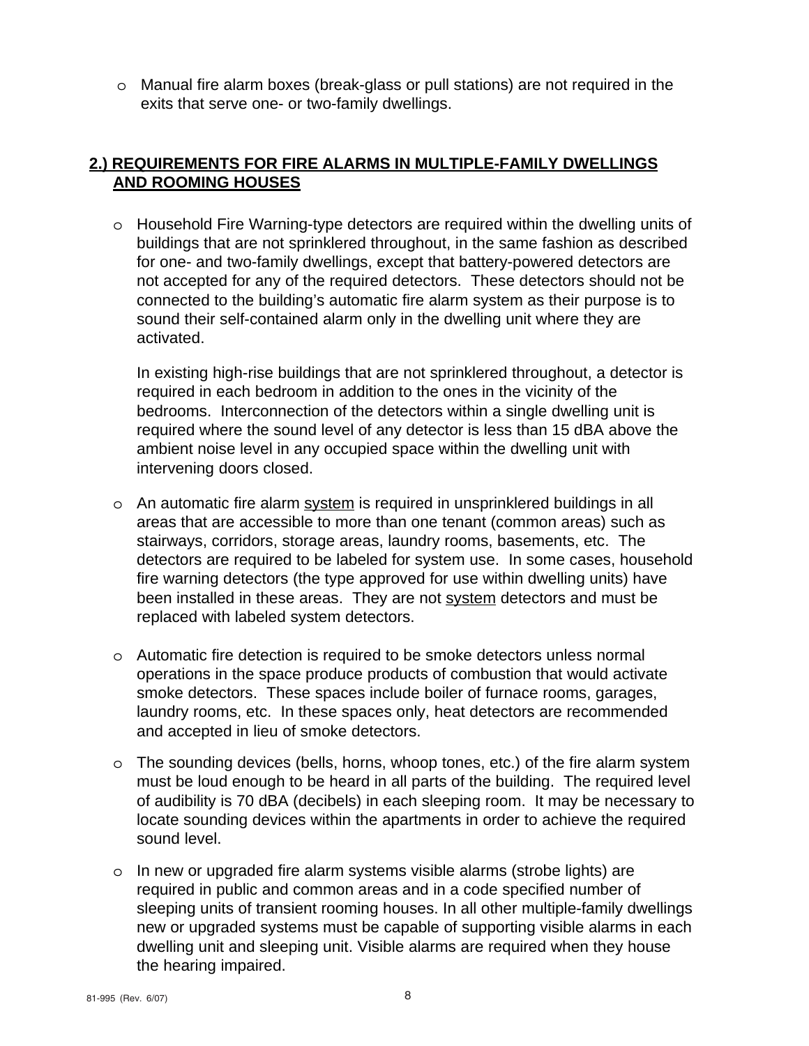- Manual fire alarm boxes (break-glass or pull stations) are not required in the exits that serve one- or two-family dwellings.

## 2.) REQUIREMENTS FOR FIRE ALARMS IN MULTIPLE-FAMILY DWELLINGS AND ROOMING HOUSES

- Household Fire Warning-type detectors are required within the dwelling units of buildings that are not sprinklered throughout, in the same fashion as described for one- and two-family dwellings, except that battery-powered detectors are not accepted for any of the required detectors. These detectors should not be connected to the building's automatic fire alarm system as their purpose is to sound their self-contained alarm only in the dwelling unit where they are activated.

  In existing high-rise buildings that are not sprinklered throughout, a detector is required in each bedroom in addition to the ones in the vicinity of the bedrooms. Interconnection of the detectors within a single dwelling unit is required where the sound level of any detector is less than 15 dBA above the ambient noise level in any occupied space within the dwelling unit with intervening doors closed.

- An automatic fire alarm <u>system</u> is required in unsprinklered buildings in all areas that are accessible to more than one tenant (common areas) such as stairways, corridors, storage areas, laundry rooms, basements, etc. The detectors are required to be labeled for system use. In some cases, household fire warning detectors (the type approved for use within dwelling units) have been installed in these areas. They are not <u>system</u> detectors and must be replaced with labeled system detectors.

- Automatic fire detection is required to be smoke detectors unless normal operations in the space produce products of combustion that would activate smoke detectors. These spaces include boiler of furnace rooms, garages, laundry rooms, etc. In these spaces only, heat detectors are recommended and accepted in lieu of smoke detectors.

- The sounding devices (bells, horns, whoop tones, etc.) of the fire alarm system must be loud enough to be heard in all parts of the building. The required level of audibility is 70 dBA (decibels) in each sleeping room. It may be necessary to locate sounding devices within the apartments in order to achieve the required sound level.

- In new or upgraded fire alarm systems visible alarms (strobe lights) are required in public and common areas and in a code specified number of sleeping units of transient rooming houses. In all other multiple-family dwellings new or upgraded systems must be capable of supporting visible alarms in each dwelling unit and sleeping unit. Visible alarms are required when they house the hearing impaired.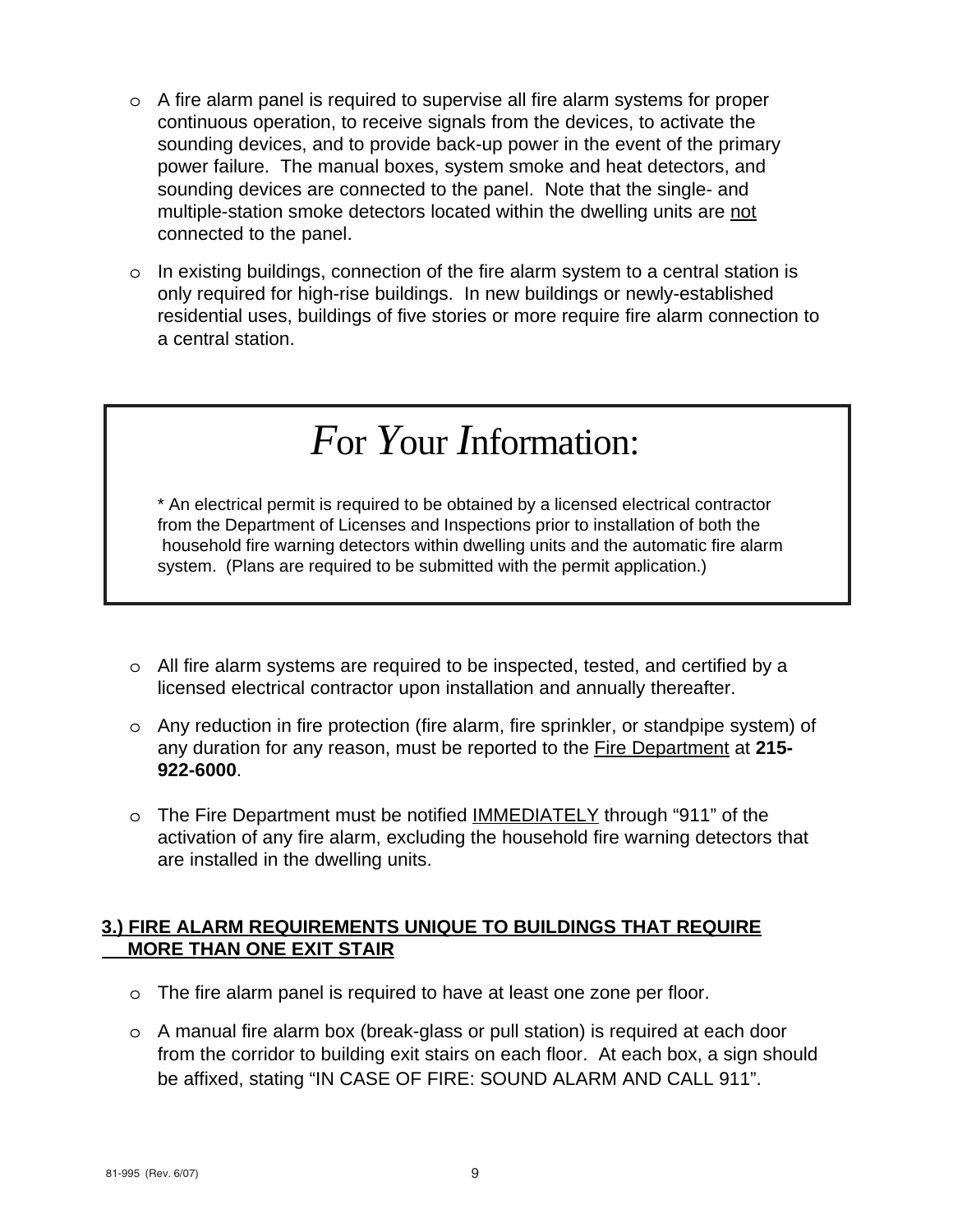- A fire alarm panel is required to supervise all fire alarm systems for proper continuous operation, to receive signals from the devices, to activate the sounding devices, and to provide back-up power in the event of the primary power failure. The manual boxes, system smoke and heat detectors, and sounding devices are connected to the panel. Note that the single- and multiple-station smoke detectors located within the dwelling units are <u>not</u> connected to the panel.

- In existing buildings, connection of the fire alarm system to a central station is only required for high-rise buildings. In new buildings or newly-established residential uses, buildings of five stories or more require fire alarm connection to a central station.

> # *F*or *Y*our *I*nformation:
>
> * An electrical permit is required to be obtained by a licensed electrical contractor from the Department of Licenses and Inspections prior to installation of both the household fire warning detectors within dwelling units and the automatic fire alarm system. (Plans are required to be submitted with the permit application.)

- All fire alarm systems are required to be inspected, tested, and certified by a licensed electrical contractor upon installation and annually thereafter.

- Any reduction in fire protection (fire alarm, fire sprinkler, or standpipe system) of any duration for any reason, must be reported to the <u>Fire Department</u> at **215-922-6000**.

- The Fire Department must be notified <u>IMMEDIATELY</u> through "911" of the activation of any fire alarm, excluding the household fire warning detectors that are installed in the dwelling units.

### <u>3.) FIRE ALARM REQUIREMENTS UNIQUE TO BUILDINGS THAT REQUIRE MORE THAN ONE EXIT STAIR</u>

- The fire alarm panel is required to have at least one zone per floor.

- A manual fire alarm box (break-glass or pull station) is required at each door from the corridor to building exit stairs on each floor. At each box, a sign should be affixed, stating "IN CASE OF FIRE: SOUND ALARM AND CALL 911".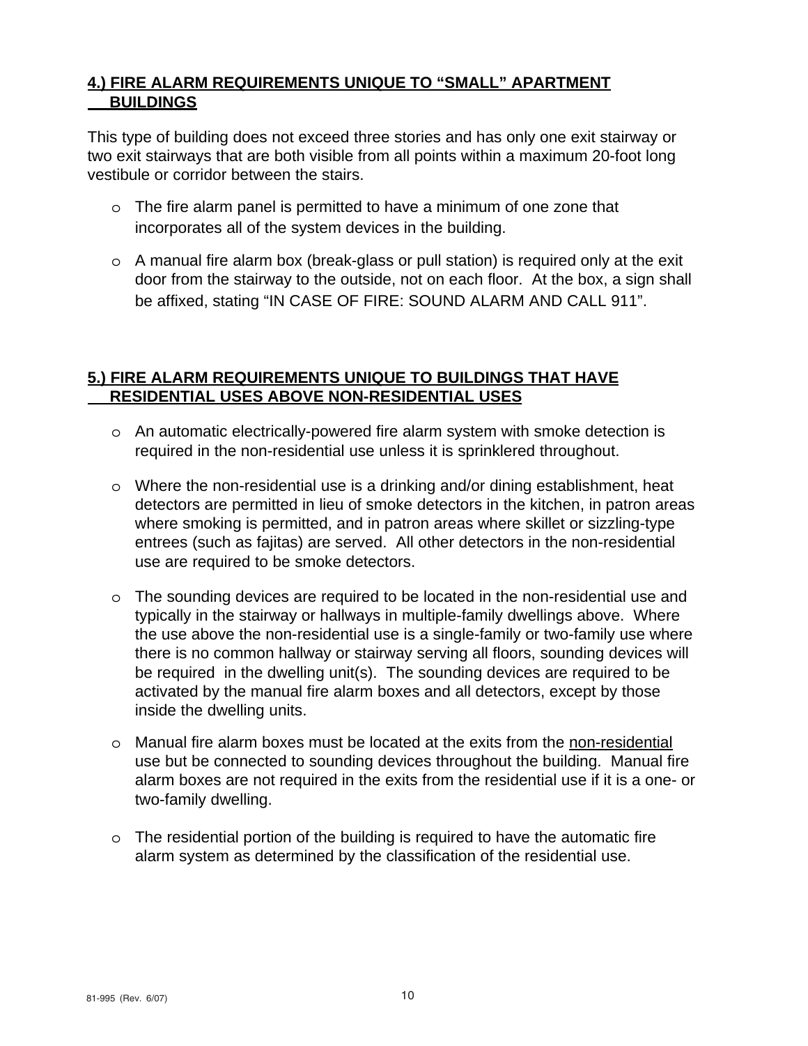## 4.) FIRE ALARM REQUIREMENTS UNIQUE TO "SMALL" APARTMENT BUILDINGS

This type of building does not exceed three stories and has only one exit stairway or two exit stairways that are both visible from all points within a maximum 20-foot long vestibule or corridor between the stairs.

- The fire alarm panel is permitted to have a minimum of one zone that incorporates all of the system devices in the building.
- A manual fire alarm box (break-glass or pull station) is required only at the exit door from the stairway to the outside, not on each floor. At the box, a sign shall be affixed, stating "IN CASE OF FIRE: SOUND ALARM AND CALL 911".

## 5.) FIRE ALARM REQUIREMENTS UNIQUE TO BUILDINGS THAT HAVE RESIDENTIAL USES ABOVE NON-RESIDENTIAL USES

- An automatic electrically-powered fire alarm system with smoke detection is required in the non-residential use unless it is sprinklered throughout.
- Where the non-residential use is a drinking and/or dining establishment, heat detectors are permitted in lieu of smoke detectors in the kitchen, in patron areas where smoking is permitted, and in patron areas where skillet or sizzling-type entrees (such as fajitas) are served. All other detectors in the non-residential use are required to be smoke detectors.
- The sounding devices are required to be located in the non-residential use and typically in the stairway or hallways in multiple-family dwellings above. Where the use above the non-residential use is a single-family or two-family use where there is no common hallway or stairway serving all floors, sounding devices will be required in the dwelling unit(s). The sounding devices are required to be activated by the manual fire alarm boxes and all detectors, except by those inside the dwelling units.
- Manual fire alarm boxes must be located at the exits from the non-residential use but be connected to sounding devices throughout the building. Manual fire alarm boxes are not required in the exits from the residential use if it is a one- or two-family dwelling.
- The residential portion of the building is required to have the automatic fire alarm system as determined by the classification of the residential use.

81-995 (Rev. 6/07)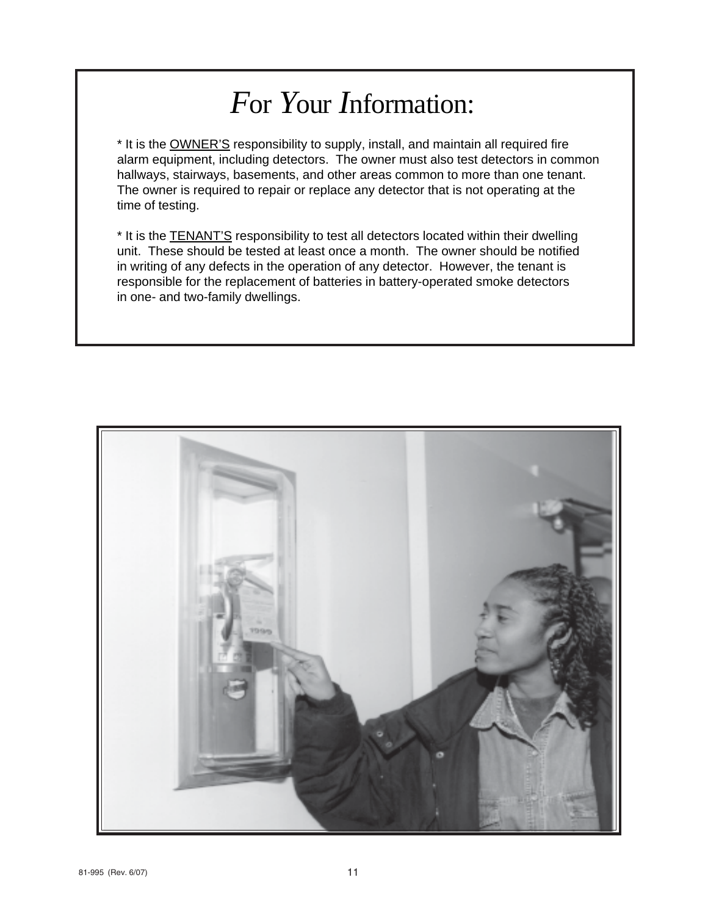# *F*or *Y*our *I*nformation:

* It is the <u>OWNER'S</u> responsibility to supply, install, and maintain all required fire alarm equipment, including detectors. The owner must also test detectors in common hallways, stairways, basements, and other areas common to more than one tenant. The owner is required to repair or replace any detector that is not operating at the time of testing.

* It is the <u>TENANT'S</u> responsibility to test all detectors located within their dwelling unit. These should be tested at least once a month. The owner should be notified in writing of any defects in the operation of any detector. However, the tenant is responsible for the replacement of batteries in battery-operated smoke detectors in one- and two-family dwellings.

81-995 (Rev. 6/07)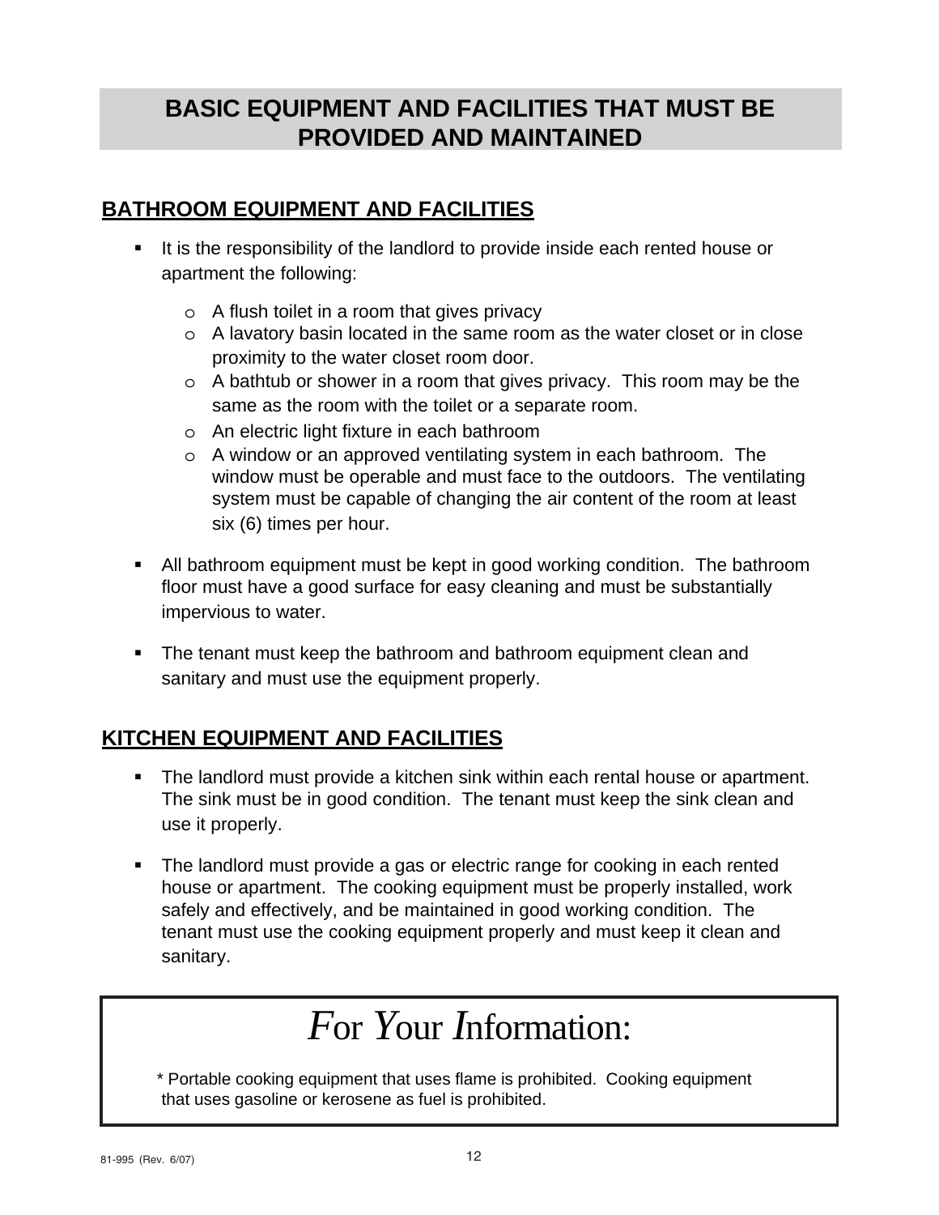# BASIC EQUIPMENT AND FACILITIES THAT MUST BE PROVIDED AND MAINTAINED

## BATHROOM EQUIPMENT AND FACILITIES

- It is the responsibility of the landlord to provide inside each rented house or apartment the following:
  - A flush toilet in a room that gives privacy
  - A lavatory basin located in the same room as the water closet or in close proximity to the water closet room door.
  - A bathtub or shower in a room that gives privacy. This room may be the same as the room with the toilet or a separate room.
  - An electric light fixture in each bathroom
  - A window or an approved ventilating system in each bathroom. The window must be operable and must face to the outdoors. The ventilating system must be capable of changing the air content of the room at least six (6) times per hour.
- All bathroom equipment must be kept in good working condition. The bathroom floor must have a good surface for easy cleaning and must be substantially impervious to water.
- The tenant must keep the bathroom and bathroom equipment clean and sanitary and must use the equipment properly.

## KITCHEN EQUIPMENT AND FACILITIES

- The landlord must provide a kitchen sink within each rental house or apartment. The sink must be in good condition. The tenant must keep the sink clean and use it properly.
- The landlord must provide a gas or electric range for cooking in each rented house or apartment. The cooking equipment must be properly installed, work safely and effectively, and be maintained in good working condition. The tenant must use the cooking equipment properly and must keep it clean and sanitary.

## *F*or *Y*our *I*nformation:

* Portable cooking equipment that uses flame is prohibited. Cooking equipment that uses gasoline or kerosene as fuel is prohibited.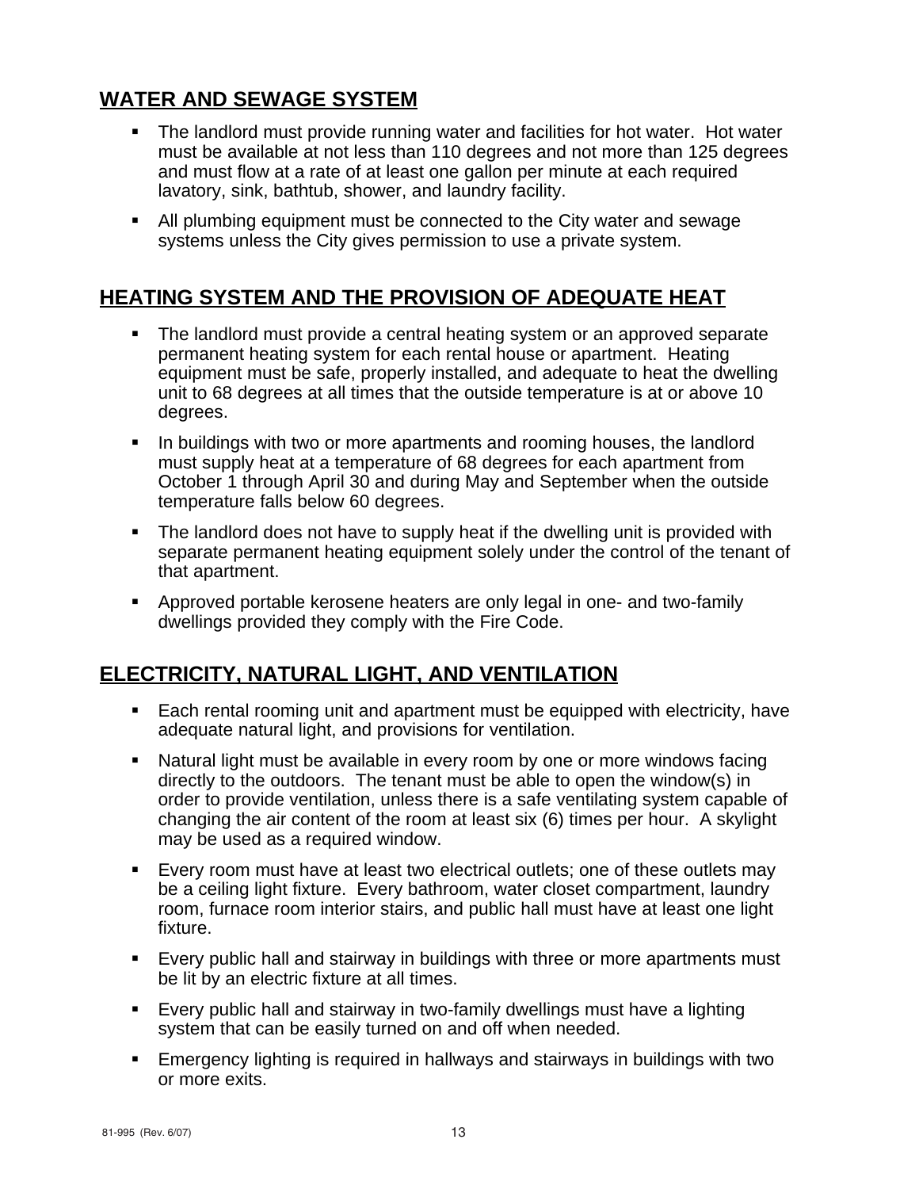## WATER AND SEWAGE SYSTEM

- The landlord must provide running water and facilities for hot water. Hot water must be available at not less than 110 degrees and not more than 125 degrees and must flow at a rate of at least one gallon per minute at each required lavatory, sink, bathtub, shower, and laundry facility.
- All plumbing equipment must be connected to the City water and sewage systems unless the City gives permission to use a private system.

## HEATING SYSTEM AND THE PROVISION OF ADEQUATE HEAT

- The landlord must provide a central heating system or an approved separate permanent heating system for each rental house or apartment. Heating equipment must be safe, properly installed, and adequate to heat the dwelling unit to 68 degrees at all times that the outside temperature is at or above 10 degrees.
- In buildings with two or more apartments and rooming houses, the landlord must supply heat at a temperature of 68 degrees for each apartment from October 1 through April 30 and during May and September when the outside temperature falls below 60 degrees.
- The landlord does not have to supply heat if the dwelling unit is provided with separate permanent heating equipment solely under the control of the tenant of that apartment.
- Approved portable kerosene heaters are only legal in one- and two-family dwellings provided they comply with the Fire Code.

## ELECTRICITY, NATURAL LIGHT, AND VENTILATION

- Each rental rooming unit and apartment must be equipped with electricity, have adequate natural light, and provisions for ventilation.
- Natural light must be available in every room by one or more windows facing directly to the outdoors. The tenant must be able to open the window(s) in order to provide ventilation, unless there is a safe ventilating system capable of changing the air content of the room at least six (6) times per hour. A skylight may be used as a required window.
- Every room must have at least two electrical outlets; one of these outlets may be a ceiling light fixture. Every bathroom, water closet compartment, laundry room, furnace room interior stairs, and public hall must have at least one light fixture.
- Every public hall and stairway in buildings with three or more apartments must be lit by an electric fixture at all times.
- Every public hall and stairway in two-family dwellings must have a lighting system that can be easily turned on and off when needed.
- Emergency lighting is required in hallways and stairways in buildings with two or more exits.

81-995 (Rev. 6/07)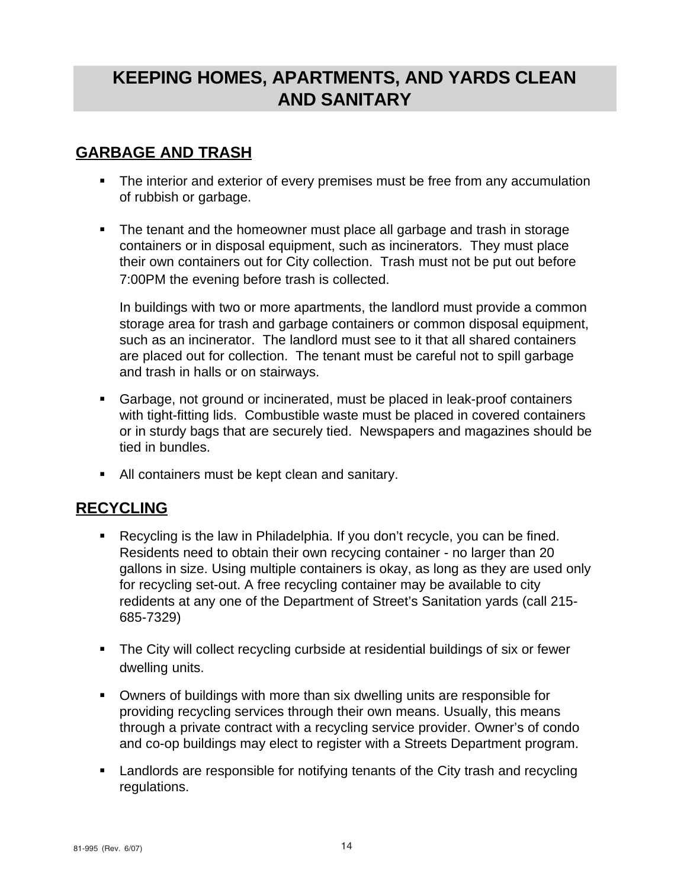# KEEPING HOMES, APARTMENTS, AND YARDS CLEAN AND SANITARY

## GARBAGE AND TRASH

- The interior and exterior of every premises must be free from any accumulation of rubbish or garbage.

- The tenant and the homeowner must place all garbage and trash in storage containers or in disposal equipment, such as incinerators. They must place their own containers out for City collection. Trash must not be put out before 7:00PM the evening before trash is collected.

  In buildings with two or more apartments, the landlord must provide a common storage area for trash and garbage containers or common disposal equipment, such as an incinerator. The landlord must see to it that all shared containers are placed out for collection. The tenant must be careful not to spill garbage and trash in halls or on stairways.

- Garbage, not ground or incinerated, must be placed in leak-proof containers with tight-fitting lids. Combustible waste must be placed in covered containers or in sturdy bags that are securely tied. Newspapers and magazines should be tied in bundles.

- All containers must be kept clean and sanitary.

## RECYCLING

- Recycling is the law in Philadelphia. If you don't recycle, you can be fined. Residents need to obtain their own recycing container - no larger than 20 gallons in size. Using multiple containers is okay, as long as they are used only for recycling set-out. A free recycling container may be available to city redidents at any one of the Department of Street's Sanitation yards (call 215-685-7329)

- The City will collect recycling curbside at residential buildings of six or fewer dwelling units.

- Owners of buildings with more than six dwelling units are responsible for providing recycling services through their own means. Usually, this means through a private contract with a recycling service provider. Owner's of condo and co-op buildings may elect to register with a Streets Department program.

- Landlords are responsible for notifying tenants of the City trash and recycling regulations.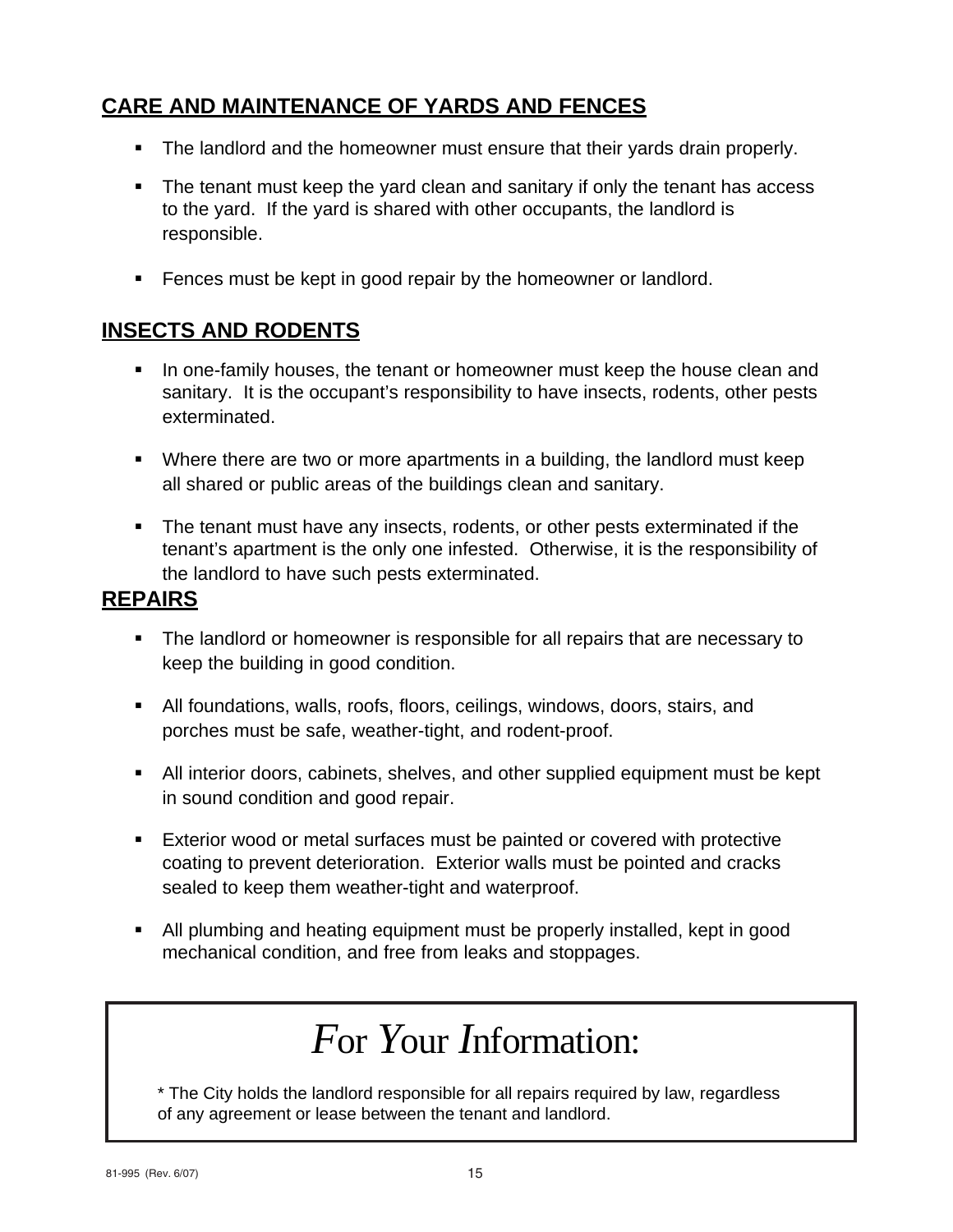## CARE AND MAINTENANCE OF YARDS AND FENCES

- The landlord and the homeowner must ensure that their yards drain properly.
- The tenant must keep the yard clean and sanitary if only the tenant has access to the yard. If the yard is shared with other occupants, the landlord is responsible.
- Fences must be kept in good repair by the homeowner or landlord.

## INSECTS AND RODENTS

- In one-family houses, the tenant or homeowner must keep the house clean and sanitary. It is the occupant's responsibility to have insects, rodents, other pests exterminated.
- Where there are two or more apartments in a building, the landlord must keep all shared or public areas of the buildings clean and sanitary.
- The tenant must have any insects, rodents, or other pests exterminated if the tenant's apartment is the only one infested. Otherwise, it is the responsibility of the landlord to have such pests exterminated.

## REPAIRS

- The landlord or homeowner is responsible for all repairs that are necessary to keep the building in good condition.
- All foundations, walls, roofs, floors, ceilings, windows, doors, stairs, and porches must be safe, weather-tight, and rodent-proof.
- All interior doors, cabinets, shelves, and other supplied equipment must be kept in sound condition and good repair.
- Exterior wood or metal surfaces must be painted or covered with protective coating to prevent deterioration. Exterior walls must be pointed and cracks sealed to keep them weather-tight and waterproof.
- All plumbing and heating equipment must be properly installed, kept in good mechanical condition, and free from leaks and stoppages.

> # *F*or *Y*our *I*nformation:
>
> * The City holds the landlord responsible for all repairs required by law, regardless of any agreement or lease between the tenant and landlord.

81-995 (Rev. 6/07)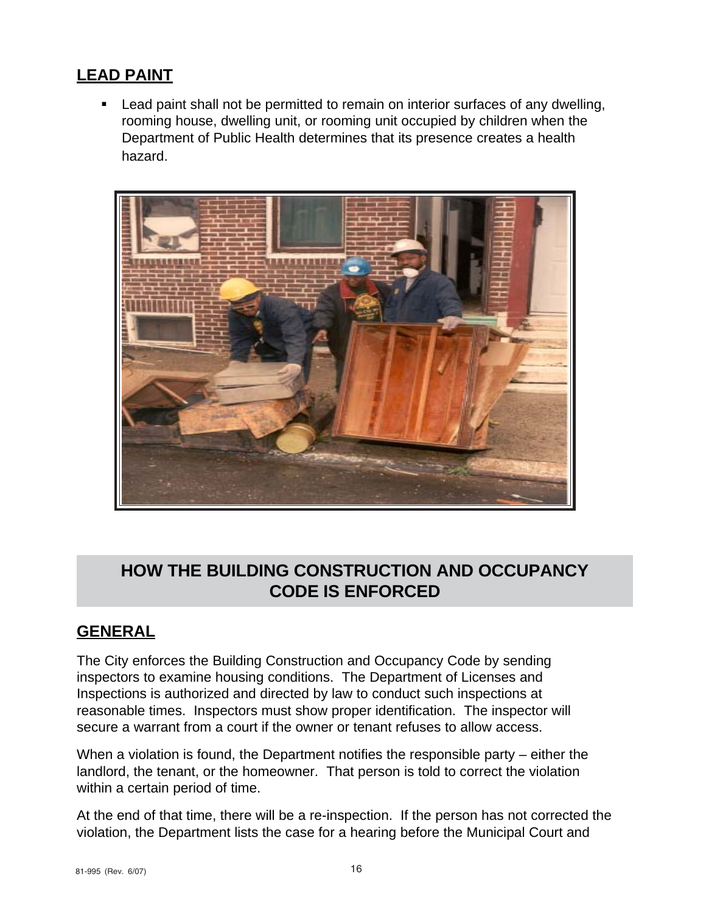## LEAD PAINT

- Lead paint shall not be permitted to remain on interior surfaces of any dwelling, rooming house, dwelling unit, or rooming unit occupied by children when the Department of Public Health determines that its presence creates a health hazard.

# HOW THE BUILDING CONSTRUCTION AND OCCUPANCY CODE IS ENFORCED

## GENERAL

The City enforces the Building Construction and Occupancy Code by sending inspectors to examine housing conditions. The Department of Licenses and Inspections is authorized and directed by law to conduct such inspections at reasonable times. Inspectors must show proper identification. The inspector will secure a warrant from a court if the owner or tenant refuses to allow access.

When a violation is found, the Department notifies the responsible party – either the landlord, the tenant, or the homeowner. That person is told to correct the violation within a certain period of time.

At the end of that time, there will be a re-inspection. If the person has not corrected the violation, the Department lists the case for a hearing before the Municipal Court and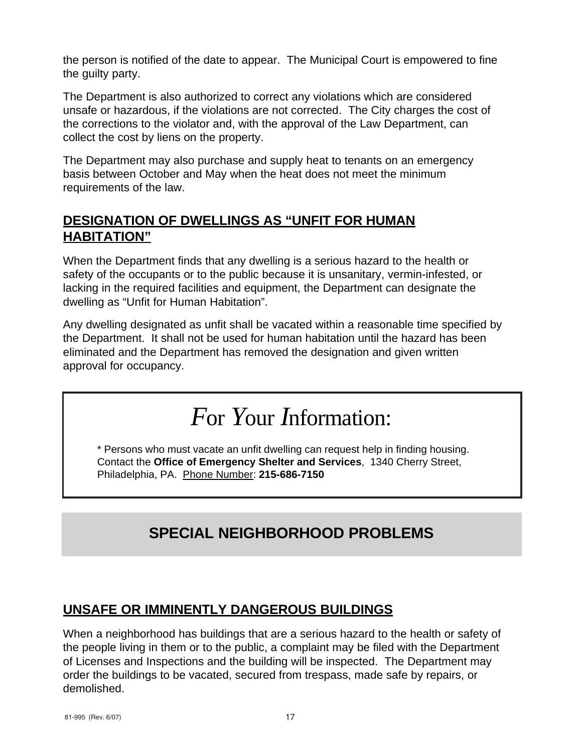the person is notified of the date to appear. The Municipal Court is empowered to fine the guilty party.

The Department is also authorized to correct any violations which are considered unsafe or hazardous, if the violations are not corrected. The City charges the cost of the corrections to the violator and, with the approval of the Law Department, can collect the cost by liens on the property.

The Department may also purchase and supply heat to tenants on an emergency basis between October and May when the heat does not meet the minimum requirements of the law.

### DESIGNATION OF DWELLINGS AS "UNFIT FOR HUMAN HABITATION"

When the Department finds that any dwelling is a serious hazard to the health or safety of the occupants or to the public because it is unsanitary, vermin-infested, or lacking in the required facilities and equipment, the Department can designate the dwelling as "Unfit for Human Habitation".

Any dwelling designated as unfit shall be vacated within a reasonable time specified by the Department. It shall not be used for human habitation until the hazard has been eliminated and the Department has removed the designation and given written approval for occupancy.

> ## *F*or *Y*our *I*nformation:
>
> * Persons who must vacate an unfit dwelling can request help in finding housing. Contact the **Office of Emergency Shelter and Services**, 1340 Cherry Street, Philadelphia, PA. Phone Number: **215-686-7150**

## SPECIAL NEIGHBORHOOD PROBLEMS

### UNSAFE OR IMMINENTLY DANGEROUS BUILDINGS

When a neighborhood has buildings that are a serious hazard to the health or safety of the people living in them or to the public, a complaint may be filed with the Department of Licenses and Inspections and the building will be inspected. The Department may order the buildings to be vacated, secured from trespass, made safe by repairs, or demolished.

81-995 (Rev. 6/07)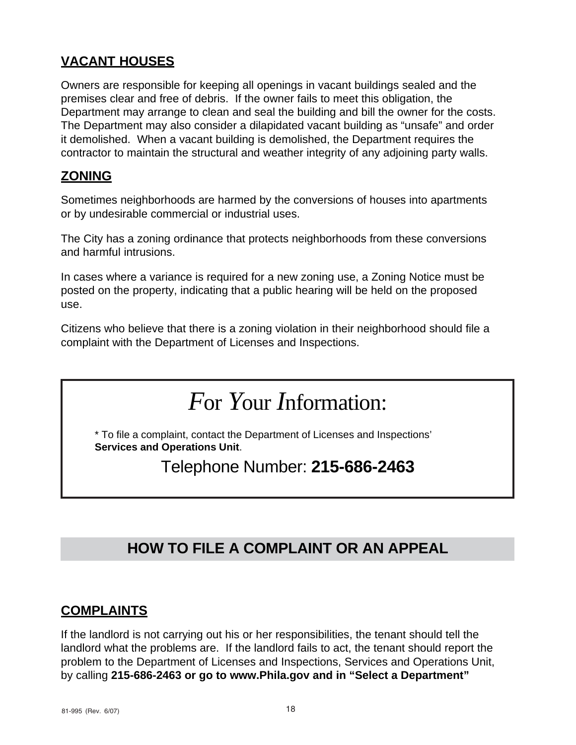## VACANT HOUSES

Owners are responsible for keeping all openings in vacant buildings sealed and the premises clear and free of debris. If the owner fails to meet this obligation, the Department may arrange to clean and seal the building and bill the owner for the costs. The Department may also consider a dilapidated vacant building as "unsafe" and order it demolished. When a vacant building is demolished, the Department requires the contractor to maintain the structural and weather integrity of any adjoining party walls.

## ZONING

Sometimes neighborhoods are harmed by the conversions of houses into apartments or by undesirable commercial or industrial uses.

The City has a zoning ordinance that protects neighborhoods from these conversions and harmful intrusions.

In cases where a variance is required for a new zoning use, a Zoning Notice must be posted on the property, indicating that a public hearing will be held on the proposed use.

Citizens who believe that there is a zoning violation in their neighborhood should file a complaint with the Department of Licenses and Inspections.

> ### *F*or *Y*our *I*nformation:
>
> * To file a complaint, contact the Department of Licenses and Inspections' **Services and Operations Unit**.
>
> Telephone Number: **215-686-2463**

# HOW TO FILE A COMPLAINT OR AN APPEAL

## COMPLAINTS

If the landlord is not carrying out his or her responsibilities, the tenant should tell the landlord what the problems are. If the landlord fails to act, the tenant should report the problem to the Department of Licenses and Inspections, Services and Operations Unit, by calling **215-686-2463 or go to www.Phila.gov and in "Select a Department"**

81-995 (Rev. 6/07)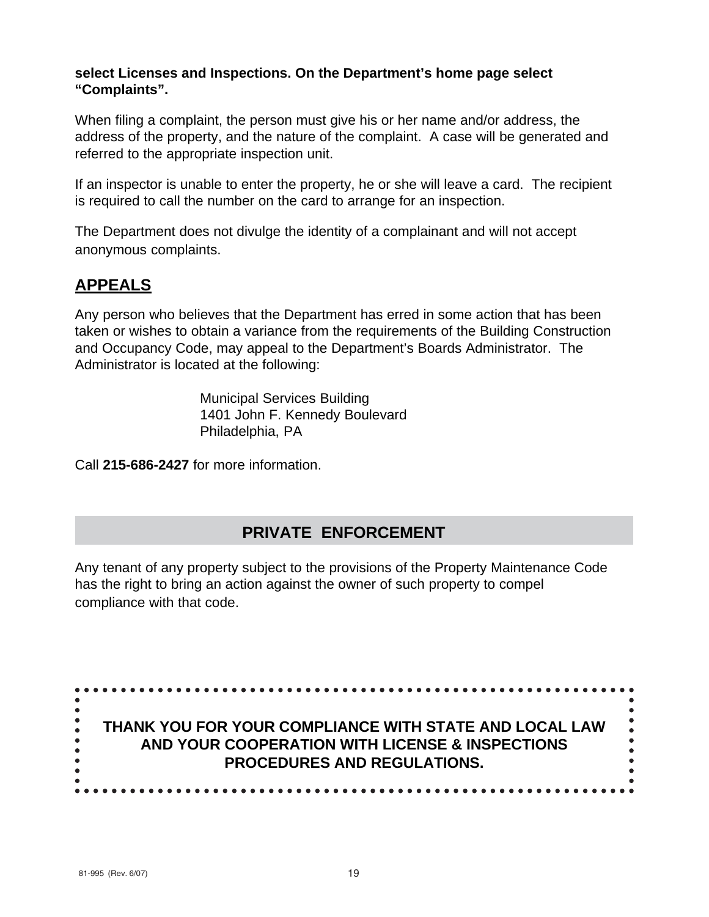**select Licenses and Inspections. On the Department's home page select "Complaints".**

When filing a complaint, the person must give his or her name and/or address, the address of the property, and the nature of the complaint. A case will be generated and referred to the appropriate inspection unit.

If an inspector is unable to enter the property, he or she will leave a card. The recipient is required to call the number on the card to arrange for an inspection.

The Department does not divulge the identity of a complainant and will not accept anonymous complaints.

## APPEALS

Any person who believes that the Department has erred in some action that has been taken or wishes to obtain a variance from the requirements of the Building Construction and Occupancy Code, may appeal to the Department's Boards Administrator. The Administrator is located at the following:

Municipal Services Building
1401 John F. Kennedy Boulevard
Philadelphia, PA

Call **215-686-2427** for more information.

## PRIVATE ENFORCEMENT

Any tenant of any property subject to the provisions of the Property Maintenance Code has the right to bring an action against the owner of such property to compel compliance with that code.

**THANK YOU FOR YOUR COMPLIANCE WITH STATE AND LOCAL LAW AND YOUR COOPERATION WITH LICENSE & INSPECTIONS PROCEDURES AND REGULATIONS.**

81-995 (Rev. 6/07)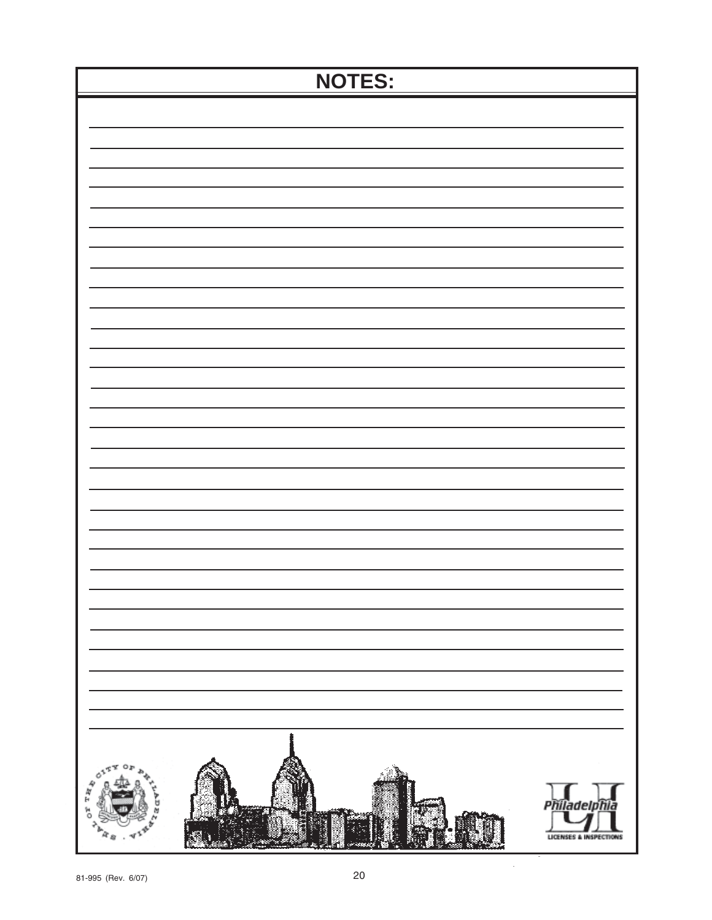# NOTES:

Philadelphia

LICENSES & INSPECTIONS

81-995 (Rev. 6/07)